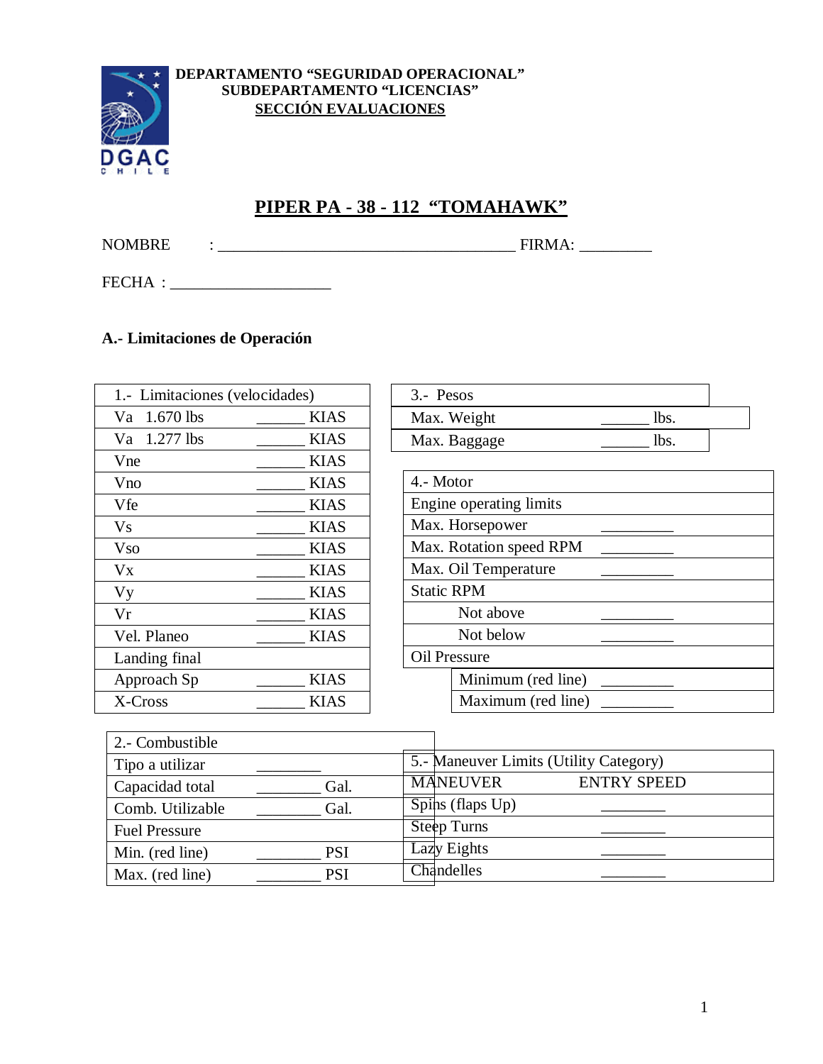**DEPARTAMENTO "SEGURIDAD OPERACIONAL"**
**SUBDEPARTAMENTO "LICENCIAS"**
**SECCIÓN EVALUACIONES**

# PIPER PA - 38 - 112 "TOMAHAWK"

NOMBRE : ______________________________________ FIRMA: _________

FECHA : ____________________

## A.- Limitaciones de Operación

| 1.- Limitaciones (velocidades) | | |
|---|---|---|
| Va 1.670 lbs | ______ | KIAS |
| Va 1.277 lbs | ______ | KIAS |
| Vne | ______ | KIAS |
| Vno | ______ | KIAS |
| Vfe | ______ | KIAS |
| Vs | ______ | KIAS |
| Vso | ______ | KIAS |
| Vx | ______ | KIAS |
| Vy | ______ | KIAS |
| Vr | ______ | KIAS |
| Vel. Planeo | ______ | KIAS |
| Landing final | | |
| Approach Sp | ______ | KIAS |
| X-Cross | ______ | KIAS |

| 2.- Combustible | | |
|---|---|---|
| Tipo a utilizar | ________ | |
| Capacidad total | ________ | Gal. |
| Comb. Utilizable | ________ | Gal. |
| Fuel Pressure | | |
| Min. (red line) | ________ | PSI |
| Max. (red line) | ________ | PSI |

| 3.- Pesos | | |
|---|---|---|
| Max. Weight | ______ | lbs. |
| Max. Baggage | ______ | lbs. |

| 4.- Motor | |
|---|---|
| Engine operating limits | |
| Max. Horsepower | _________ |
| Max. Rotation speed RPM | _________ |
| Max. Oil Temperature | _________ |
| Static RPM | |
| Not above | _________ |
| Not below | _________ |
| Oil Pressure | |
| Minimum (red line) | _________ |
| Maximum (red line) | _________ |

| 5.- Maneuver Limits (Utility Category) | |
|---|---|
| MANEUVER | ENTRY SPEED |
| Spins (flaps Up) | ________ |
| Steep Turns | ________ |
| Lazy Eights | ________ |
| Chandelles | ________ |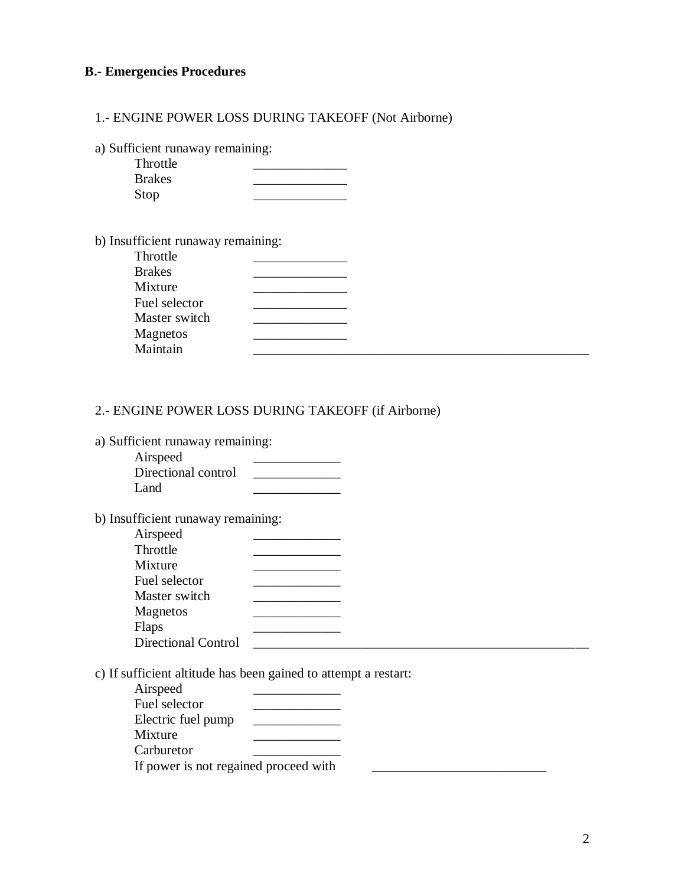**B.- Emergencies Procedures**

1.- ENGINE POWER LOSS DURING TAKEOFF (Not Airborne)

a) Sufficient runaway remaining:

Throttle ______________
Brakes ______________
Stop ______________

b) Insufficient runaway remaining:

Throttle ______________
Brakes ______________
Mixture ______________
Fuel selector ______________
Master switch ______________
Magnetos ______________
Maintain ____________________________________________________

2.- ENGINE POWER LOSS DURING TAKEOFF (if Airborne)

a) Sufficient runaway remaining:

Airspeed _____________
Directional control _____________
Land _____________

b) Insufficient runaway remaining:

Airspeed _____________
Throttle _____________
Mixture _____________
Fuel selector _____________
Master switch _____________
Magnetos _____________
Flaps _____________
Directional Control ____________________________________________________

c) If sufficient altitude has been gained to attempt a restart:

Airspeed _____________
Fuel selector _____________
Electric fuel pump _____________
Mixture _____________
Carburetor _____________
If power is not regained proceed with __________________________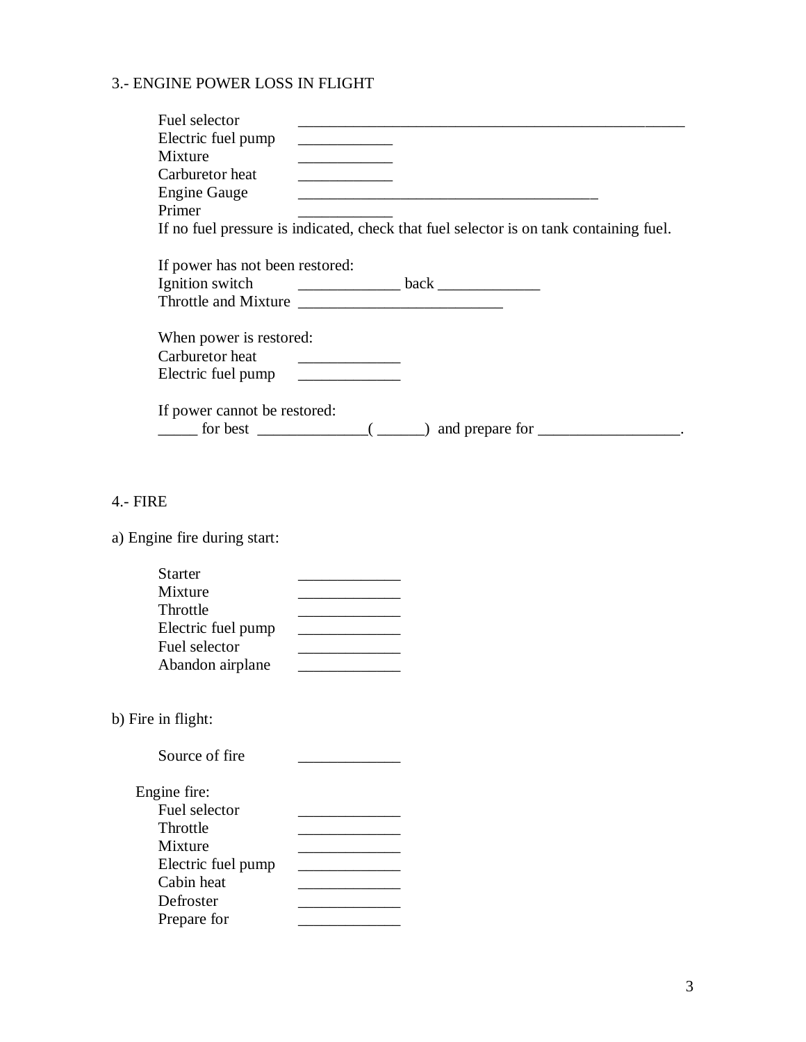3.- ENGINE POWER LOSS IN FLIGHT

Fuel selector ________________________________________________
Electric fuel pump ____________
Mixture ____________
Carburetor heat ____________
Engine Gauge ______________________________________
Primer ____________
If no fuel pressure is indicated, check that fuel selector is on tank containing fuel.

If power has not been restored:
Ignition switch _____________ back _____________
Throttle and Mixture __________________________

When power is restored:
Carburetor heat _____________
Electric fuel pump _____________

If power cannot be restored:
_____ for best ______________( ______) and prepare for __________________.

4.- FIRE

a) Engine fire during start:

Starter _____________
Mixture _____________
Throttle _____________
Electric fuel pump _____________
Fuel selector _____________
Abandon airplane _____________

b) Fire in flight:

Source of fire _____________

Engine fire:
Fuel selector _____________
Throttle _____________
Mixture _____________
Electric fuel pump _____________
Cabin heat _____________
Defroster _____________
Prepare for _____________